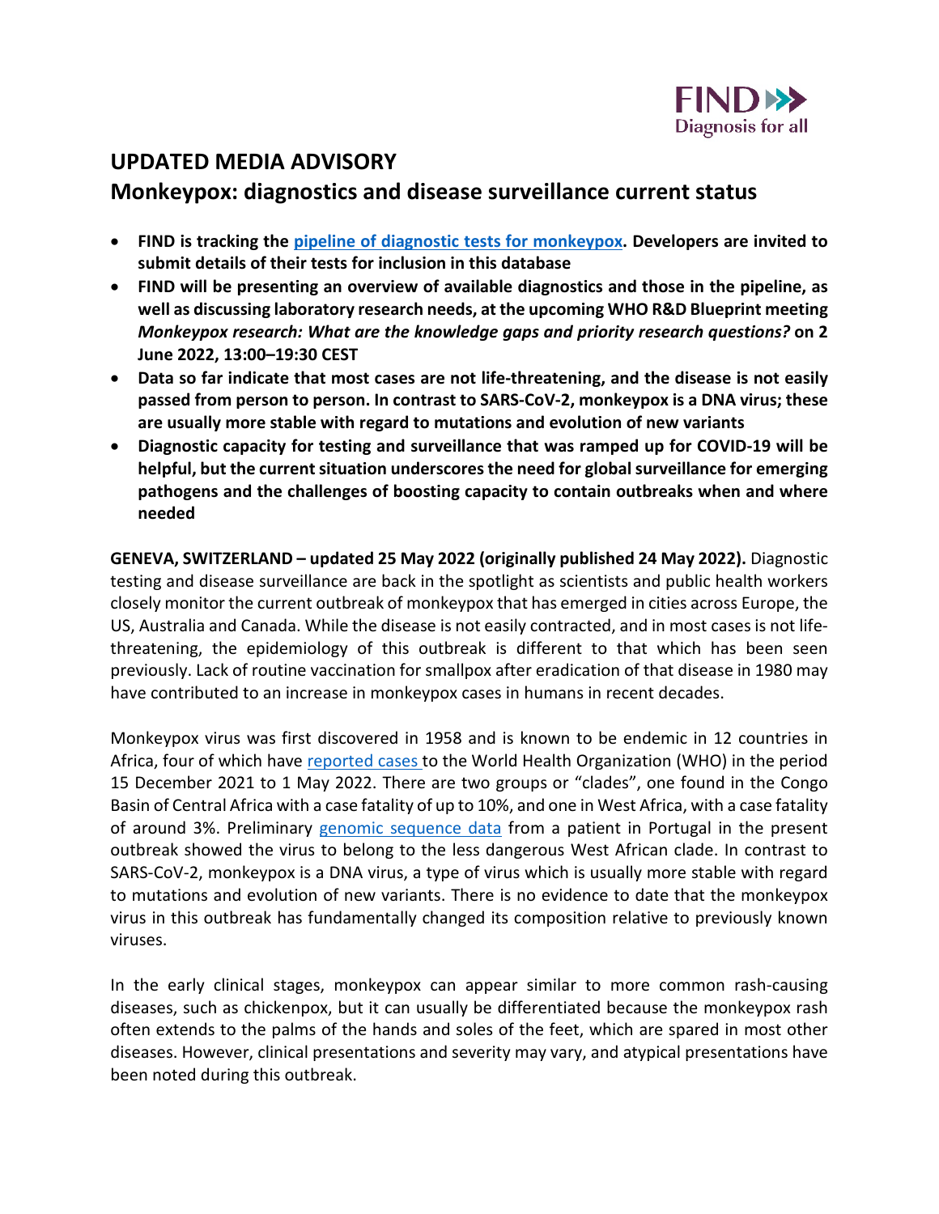FIND Diagnosis for all

# UPDATED MEDIA ADVISORY

## Monkeypox: diagnostics and disease surveillance current status

- **FIND is tracking the pipeline of diagnostic tests for monkeypox. Developers are invited to submit details of their tests for inclusion in this database**
- **FIND will be presenting an overview of available diagnostics and those in the pipeline, as well as discussing laboratory research needs, at the upcoming WHO R&D Blueprint meeting *Monkeypox research: What are the knowledge gaps and priority research questions?* on 2 June 2022, 13:00–19:30 CEST**
- **Data so far indicate that most cases are not life-threatening, and the disease is not easily passed from person to person. In contrast to SARS-CoV-2, monkeypox is a DNA virus; these are usually more stable with regard to mutations and evolution of new variants**
- **Diagnostic capacity for testing and surveillance that was ramped up for COVID-19 will be helpful, but the current situation underscores the need for global surveillance for emerging pathogens and the challenges of boosting capacity to contain outbreaks when and where needed**

**GENEVA, SWITZERLAND – updated 25 May 2022 (originally published 24 May 2022).** Diagnostic testing and disease surveillance are back in the spotlight as scientists and public health workers closely monitor the current outbreak of monkeypox that has emerged in cities across Europe, the US, Australia and Canada. While the disease is not easily contracted, and in most cases is not life-threatening, the epidemiology of this outbreak is different to that which has been seen previously. Lack of routine vaccination for smallpox after eradication of that disease in 1980 may have contributed to an increase in monkeypox cases in humans in recent decades.

Monkeypox virus was first discovered in 1958 and is known to be endemic in 12 countries in Africa, four of which have reported cases to the World Health Organization (WHO) in the period 15 December 2021 to 1 May 2022. There are two groups or "clades", one found in the Congo Basin of Central Africa with a case fatality of up to 10%, and one in West Africa, with a case fatality of around 3%. Preliminary genomic sequence data from a patient in Portugal in the present outbreak showed the virus to belong to the less dangerous West African clade. In contrast to SARS-CoV-2, monkeypox is a DNA virus, a type of virus which is usually more stable with regard to mutations and evolution of new variants. There is no evidence to date that the monkeypox virus in this outbreak has fundamentally changed its composition relative to previously known viruses.

In the early clinical stages, monkeypox can appear similar to more common rash-causing diseases, such as chickenpox, but it can usually be differentiated because the monkeypox rash often extends to the palms of the hands and soles of the feet, which are spared in most other diseases. However, clinical presentations and severity may vary, and atypical presentations have been noted during this outbreak.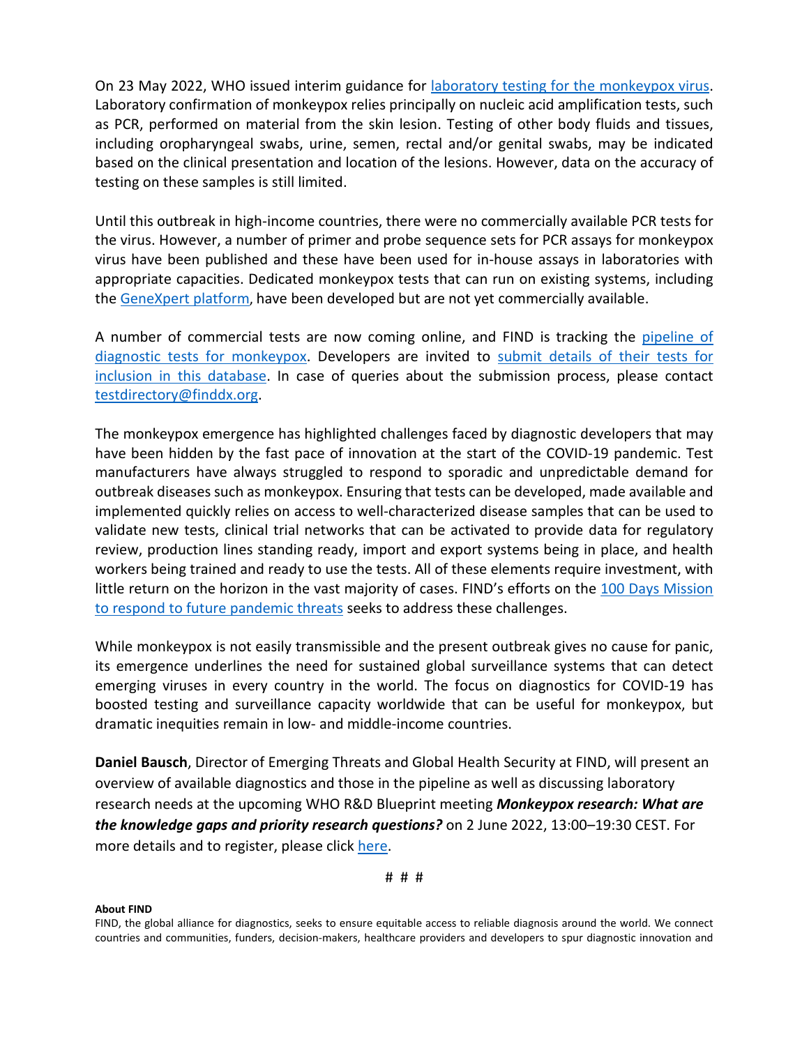On 23 May 2022, WHO issued interim guidance for [laboratory testing for the monkeypox virus](). Laboratory confirmation of monkeypox relies principally on nucleic acid amplification tests, such as PCR, performed on material from the skin lesion. Testing of other body fluids and tissues, including oropharyngeal swabs, urine, semen, rectal and/or genital swabs, may be indicated based on the clinical presentation and location of the lesions. However, data on the accuracy of testing on these samples is still limited.

Until this outbreak in high-income countries, there were no commercially available PCR tests for the virus. However, a number of primer and probe sequence sets for PCR assays for monkeypox virus have been published and these have been used for in-house assays in laboratories with appropriate capacities. Dedicated monkeypox tests that can run on existing systems, including the [GeneXpert platform](), have been developed but are not yet commercially available.

A number of commercial tests are now coming online, and FIND is tracking the [pipeline of diagnostic tests for monkeypox](). Developers are invited to [submit details of their tests for inclusion in this database](). In case of queries about the submission process, please contact [testdirectory@finddx.org]().

The monkeypox emergence has highlighted challenges faced by diagnostic developers that may have been hidden by the fast pace of innovation at the start of the COVID-19 pandemic. Test manufacturers have always struggled to respond to sporadic and unpredictable demand for outbreak diseases such as monkeypox. Ensuring that tests can be developed, made available and implemented quickly relies on access to well-characterized disease samples that can be used to validate new tests, clinical trial networks that can be activated to provide data for regulatory review, production lines standing ready, import and export systems being in place, and health workers being trained and ready to use the tests. All of these elements require investment, with little return on the horizon in the vast majority of cases. FIND's efforts on the [100 Days Mission to respond to future pandemic threats]() seeks to address these challenges.

While monkeypox is not easily transmissible and the present outbreak gives no cause for panic, its emergence underlines the need for sustained global surveillance systems that can detect emerging viruses in every country in the world. The focus on diagnostics for COVID-19 has boosted testing and surveillance capacity worldwide that can be useful for monkeypox, but dramatic inequities remain in low- and middle-income countries.

**Daniel Bausch**, Director of Emerging Threats and Global Health Security at FIND, will present an overview of available diagnostics and those in the pipeline as well as discussing laboratory research needs at the upcoming WHO R&D Blueprint meeting ***Monkeypox research: What are the knowledge gaps and priority research questions?*** on 2 June 2022, 13:00–19:30 CEST. For more details and to register, please click [here]().

# # #

**About FIND**

FIND, the global alliance for diagnostics, seeks to ensure equitable access to reliable diagnosis around the world. We connect countries and communities, funders, decision-makers, healthcare providers and developers to spur diagnostic innovation and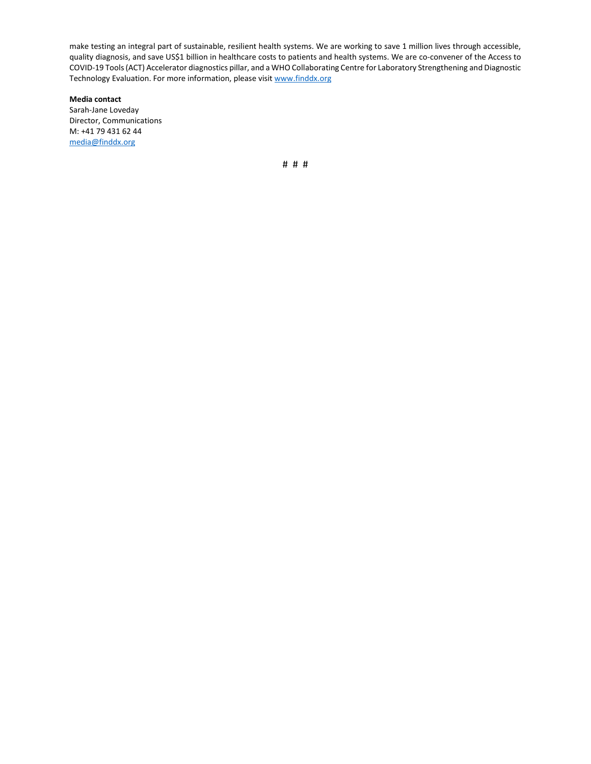make testing an integral part of sustainable, resilient health systems. We are working to save 1 million lives through accessible, quality diagnosis, and save US$1 billion in healthcare costs to patients and health systems. We are co-convener of the Access to COVID-19 Tools (ACT) Accelerator diagnostics pillar, and a WHO Collaborating Centre for Laboratory Strengthening and Diagnostic Technology Evaluation. For more information, please visit [www.finddx.org](http://www.finddx.org)

**Media contact**
Sarah-Jane Loveday
Director, Communications
M: +41 79 431 62 44
[media@finddx.org](mailto:media@finddx.org)

# # #